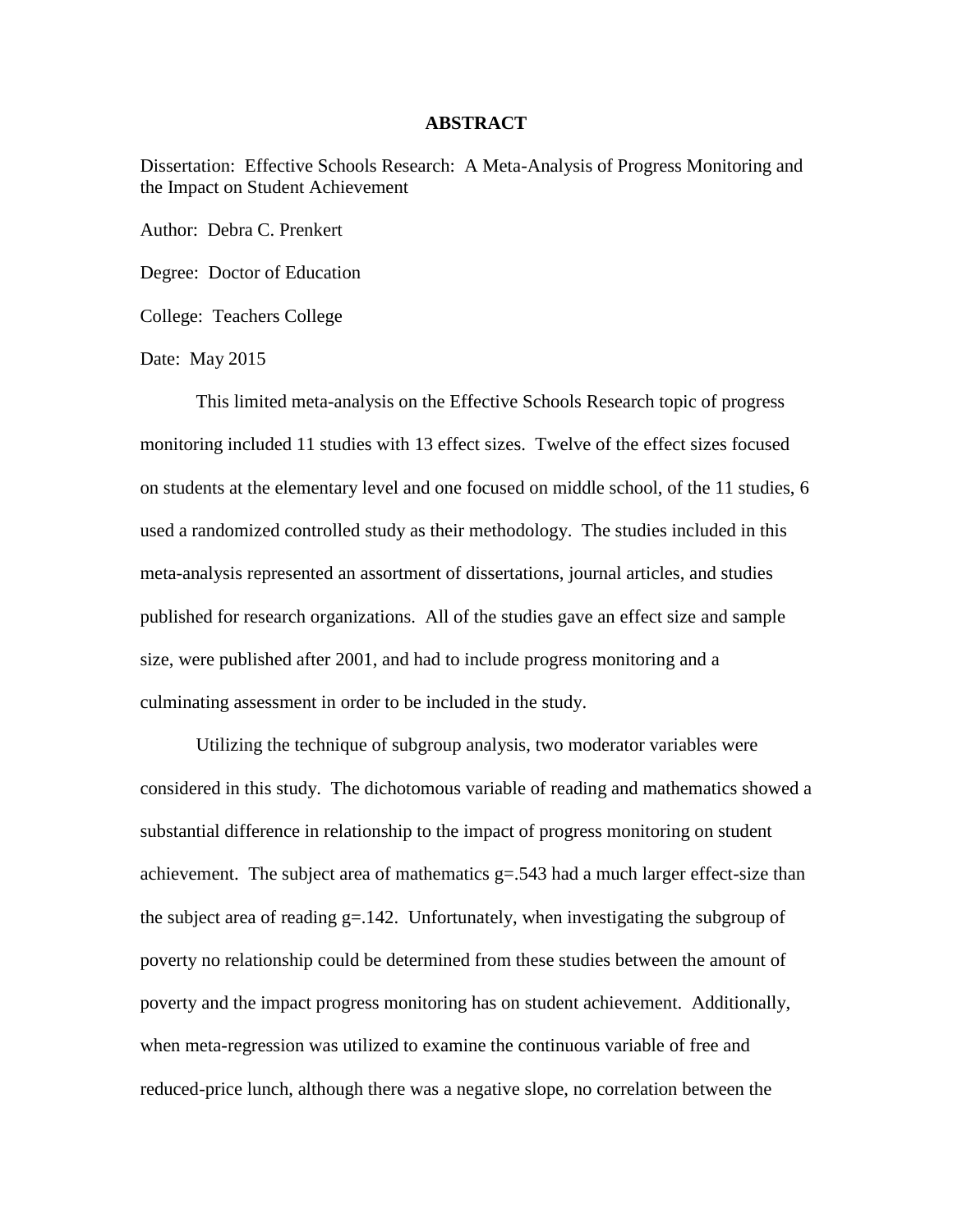# ABSTRACT

Dissertation: Effective Schools Research: A Meta-Analysis of Progress Monitoring and the Impact on Student Achievement

Author: Debra C. Prenkert

Degree: Doctor of Education

College: Teachers College

Date: May 2015

This limited meta-analysis on the Effective Schools Research topic of progress monitoring included 11 studies with 13 effect sizes. Twelve of the effect sizes focused on students at the elementary level and one focused on middle school, of the 11 studies, 6 used a randomized controlled study as their methodology. The studies included in this meta-analysis represented an assortment of dissertations, journal articles, and studies published for research organizations. All of the studies gave an effect size and sample size, were published after 2001, and had to include progress monitoring and a culminating assessment in order to be included in the study.

Utilizing the technique of subgroup analysis, two moderator variables were considered in this study. The dichotomous variable of reading and mathematics showed a substantial difference in relationship to the impact of progress monitoring on student achievement. The subject area of mathematics $g=.543$ had a much larger effect-size than the subject area of reading $g=.142$. Unfortunately, when investigating the subgroup of poverty no relationship could be determined from these studies between the amount of poverty and the impact progress monitoring has on student achievement. Additionally, when meta-regression was utilized to examine the continuous variable of free and reduced-price lunch, although there was a negative slope, no correlation between the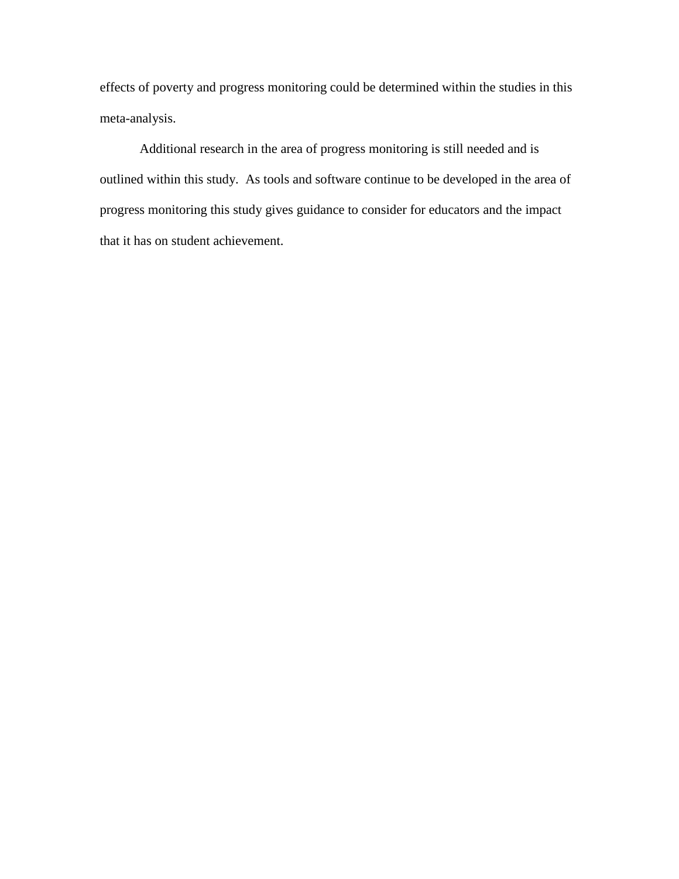effects of poverty and progress monitoring could be determined within the studies in this meta-analysis.

Additional research in the area of progress monitoring is still needed and is outlined within this study. As tools and software continue to be developed in the area of progress monitoring this study gives guidance to consider for educators and the impact that it has on student achievement.